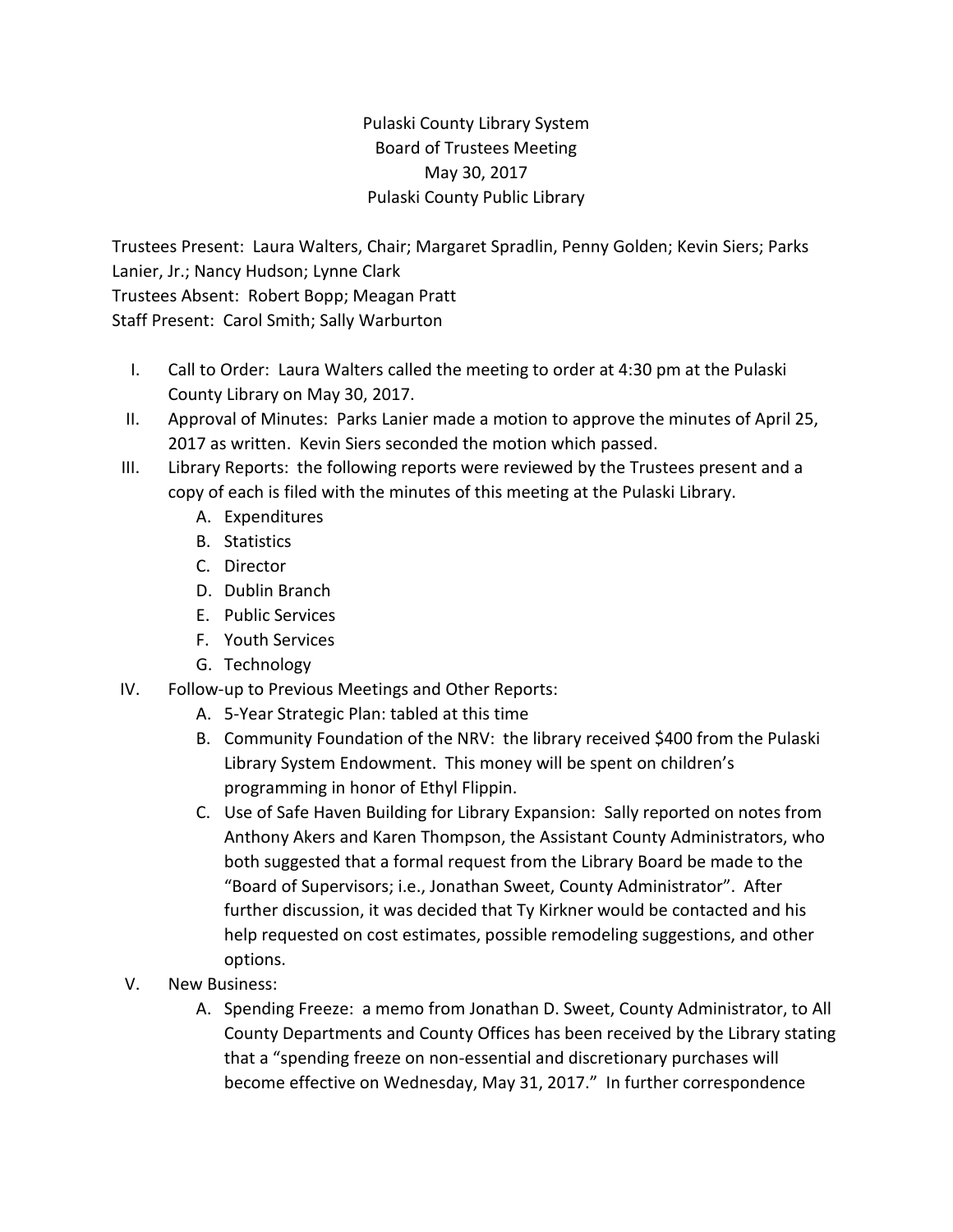Pulaski County Library System
Board of Trustees Meeting
May 30, 2017
Pulaski County Public Library

Trustees Present: Laura Walters, Chair; Margaret Spradlin, Penny Golden; Kevin Siers; Parks Lanier, Jr.; Nancy Hudson; Lynne Clark
Trustees Absent: Robert Bopp; Meagan Pratt
Staff Present: Carol Smith; Sally Warburton

I. Call to Order: Laura Walters called the meeting to order at 4:30 pm at the Pulaski County Library on May 30, 2017.

II. Approval of Minutes: Parks Lanier made a motion to approve the minutes of April 25, 2017 as written. Kevin Siers seconded the motion which passed.

III. Library Reports: the following reports were reviewed by the Trustees present and a copy of each is filed with the minutes of this meeting at the Pulaski Library.
   A. Expenditures
   B. Statistics
   C. Director
   D. Dublin Branch
   E. Public Services
   F. Youth Services
   G. Technology

IV. Follow-up to Previous Meetings and Other Reports:
   A. 5-Year Strategic Plan: tabled at this time
   B. Community Foundation of the NRV: the library received $400 from the Pulaski Library System Endowment. This money will be spent on children's programming in honor of Ethyl Flippin.
   C. Use of Safe Haven Building for Library Expansion: Sally reported on notes from Anthony Akers and Karen Thompson, the Assistant County Administrators, who both suggested that a formal request from the Library Board be made to the "Board of Supervisors; i.e., Jonathan Sweet, County Administrator". After further discussion, it was decided that Ty Kirkner would be contacted and his help requested on cost estimates, possible remodeling suggestions, and other options.

V. New Business:
   A. Spending Freeze: a memo from Jonathan D. Sweet, County Administrator, to All County Departments and County Offices has been received by the Library stating that a "spending freeze on non-essential and discretionary purchases will become effective on Wednesday, May 31, 2017." In further correspondence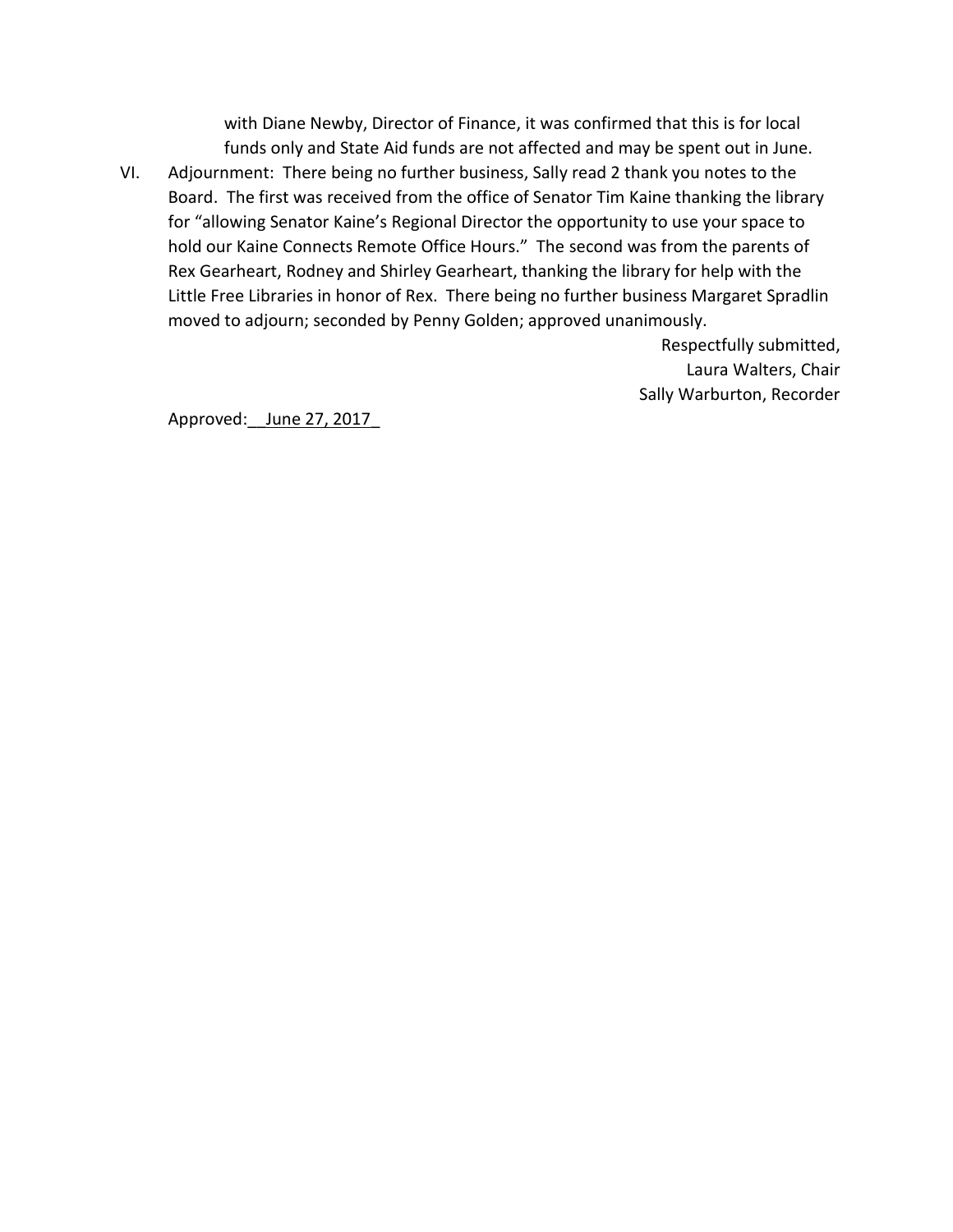with Diane Newby, Director of Finance, it was confirmed that this is for local funds only and State Aid funds are not affected and may be spent out in June.

VI. Adjournment: There being no further business, Sally read 2 thank you notes to the Board. The first was received from the office of Senator Tim Kaine thanking the library for "allowing Senator Kaine's Regional Director the opportunity to use your space to hold our Kaine Connects Remote Office Hours." The second was from the parents of Rex Gearheart, Rodney and Shirley Gearheart, thanking the library for help with the Little Free Libraries in honor of Rex. There being no further business Margaret Spradlin moved to adjourn; seconded by Penny Golden; approved unanimously.

Respectfully submitted,
Laura Walters, Chair
Sally Warburton, Recorder

Approved: June 27, 2017